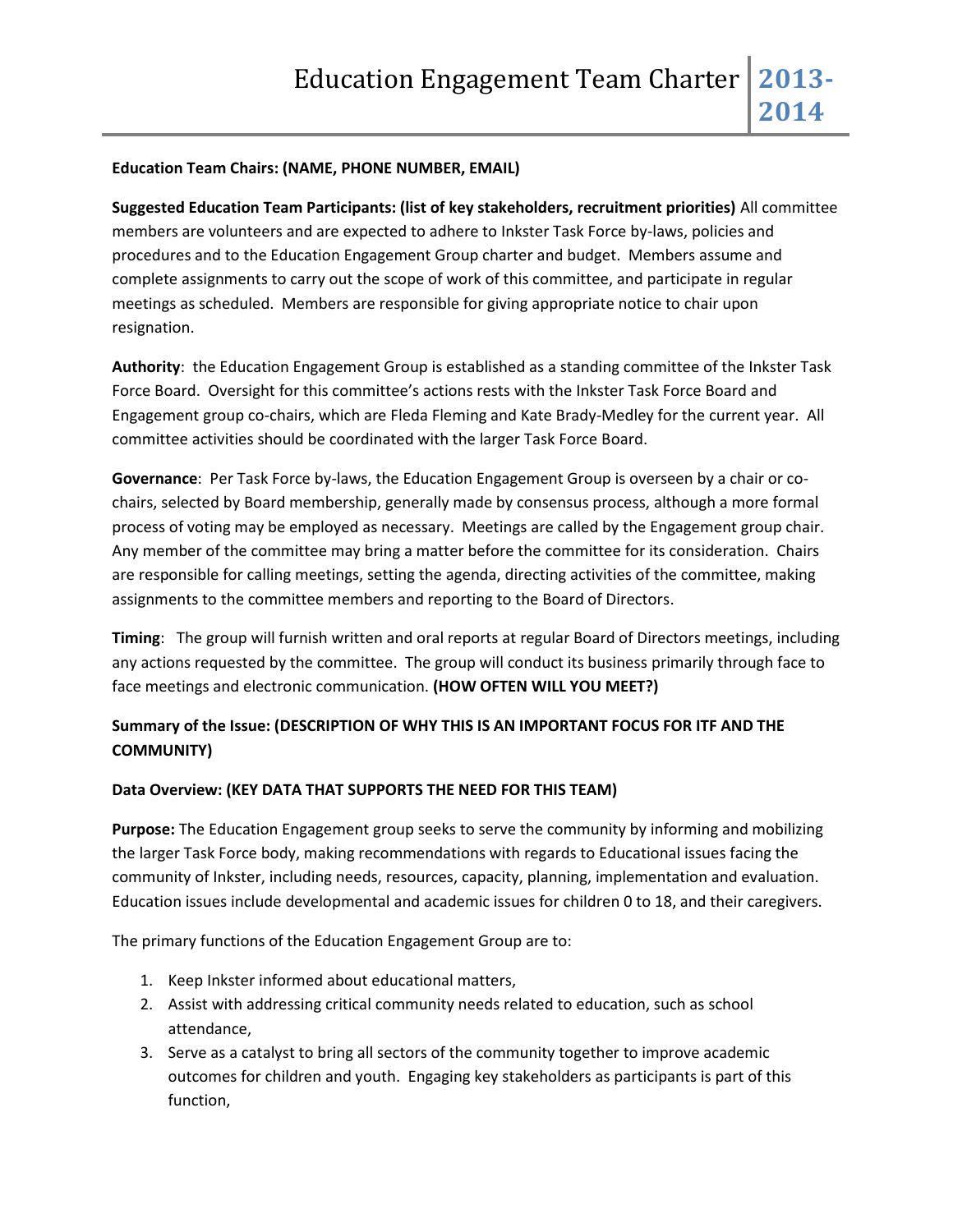# Education Engagement Team Charter 2013-2014

**Education Team Chairs: (NAME, PHONE NUMBER, EMAIL)**

**Suggested Education Team Participants: (list of key stakeholders, recruitment priorities)** All committee members are volunteers and are expected to adhere to Inkster Task Force by-laws, policies and procedures and to the Education Engagement Group charter and budget. Members assume and complete assignments to carry out the scope of work of this committee, and participate in regular meetings as scheduled. Members are responsible for giving appropriate notice to chair upon resignation.

**Authority**: the Education Engagement Group is established as a standing committee of the Inkster Task Force Board. Oversight for this committee's actions rests with the Inkster Task Force Board and Engagement group co-chairs, which are Fleda Fleming and Kate Brady-Medley for the current year. All committee activities should be coordinated with the larger Task Force Board.

**Governance**: Per Task Force by-laws, the Education Engagement Group is overseen by a chair or co-chairs, selected by Board membership, generally made by consensus process, although a more formal process of voting may be employed as necessary. Meetings are called by the Engagement group chair. Any member of the committee may bring a matter before the committee for its consideration. Chairs are responsible for calling meetings, setting the agenda, directing activities of the committee, making assignments to the committee members and reporting to the Board of Directors.

**Timing**: The group will furnish written and oral reports at regular Board of Directors meetings, including any actions requested by the committee. The group will conduct its business primarily through face to face meetings and electronic communication. **(HOW OFTEN WILL YOU MEET?)**

**Summary of the Issue: (DESCRIPTION OF WHY THIS IS AN IMPORTANT FOCUS FOR ITF AND THE COMMUNITY)**

**Data Overview: (KEY DATA THAT SUPPORTS THE NEED FOR THIS TEAM)**

**Purpose:** The Education Engagement group seeks to serve the community by informing and mobilizing the larger Task Force body, making recommendations with regards to Educational issues facing the community of Inkster, including needs, resources, capacity, planning, implementation and evaluation. Education issues include developmental and academic issues for children 0 to 18, and their caregivers.

The primary functions of the Education Engagement Group are to:

1. Keep Inkster informed about educational matters,
2. Assist with addressing critical community needs related to education, such as school attendance,
3. Serve as a catalyst to bring all sectors of the community together to improve academic outcomes for children and youth. Engaging key stakeholders as participants is part of this function,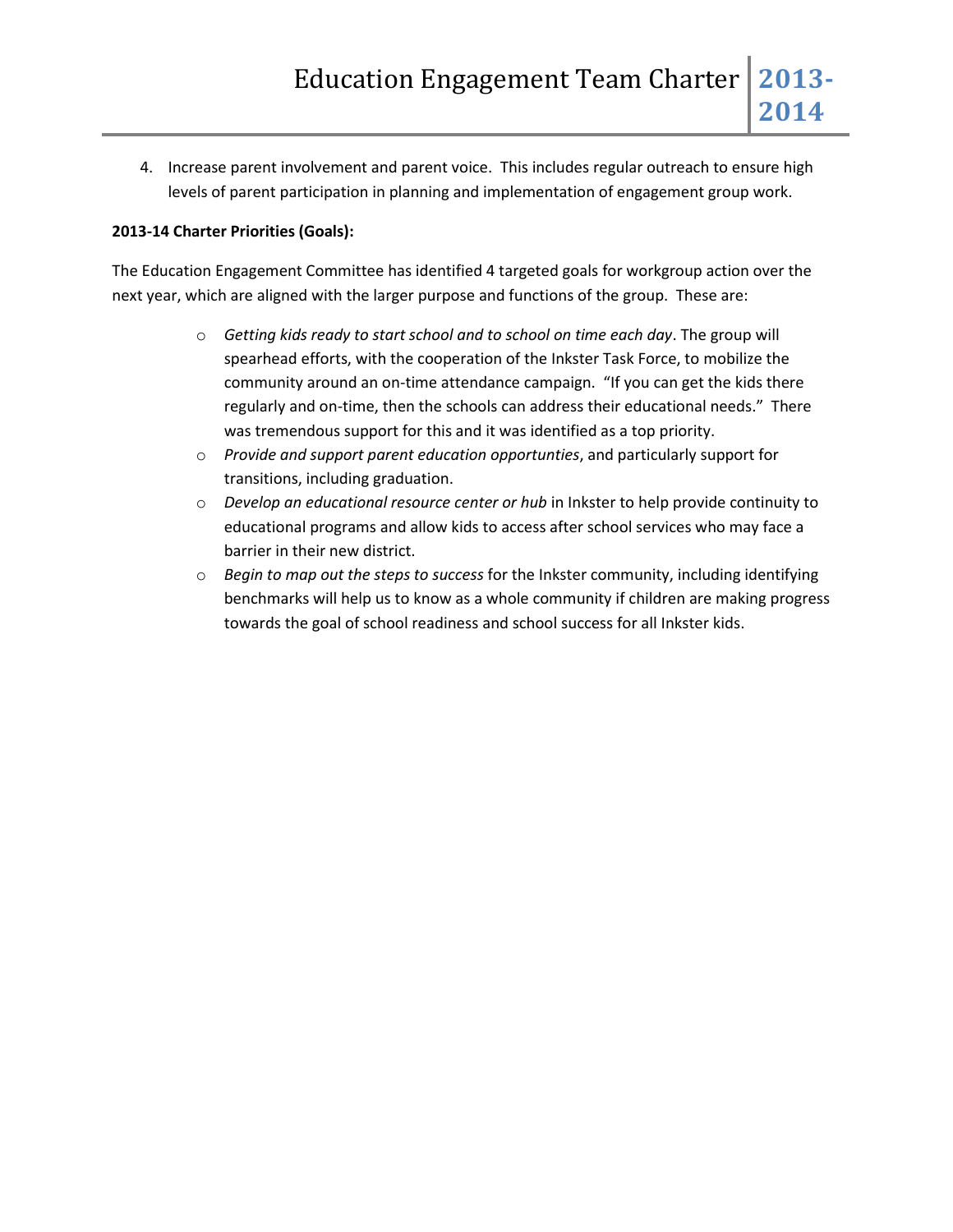4. Increase parent involvement and parent voice. This includes regular outreach to ensure high levels of parent participation in planning and implementation of engagement group work.

**2013-14 Charter Priorities (Goals):**

The Education Engagement Committee has identified 4 targeted goals for workgroup action over the next year, which are aligned with the larger purpose and functions of the group. These are:

- *Getting kids ready to start school and to school on time each day*. The group will spearhead efforts, with the cooperation of the Inkster Task Force, to mobilize the community around an on-time attendance campaign. "If you can get the kids there regularly and on-time, then the schools can address their educational needs." There was tremendous support for this and it was identified as a top priority.
- *Provide and support parent education opportunties*, and particularly support for transitions, including graduation.
- *Develop an educational resource center or hub* in Inkster to help provide continuity to educational programs and allow kids to access after school services who may face a barrier in their new district.
- *Begin to map out the steps to success* for the Inkster community, including identifying benchmarks will help us to know as a whole community if children are making progress towards the goal of school readiness and school success for all Inkster kids.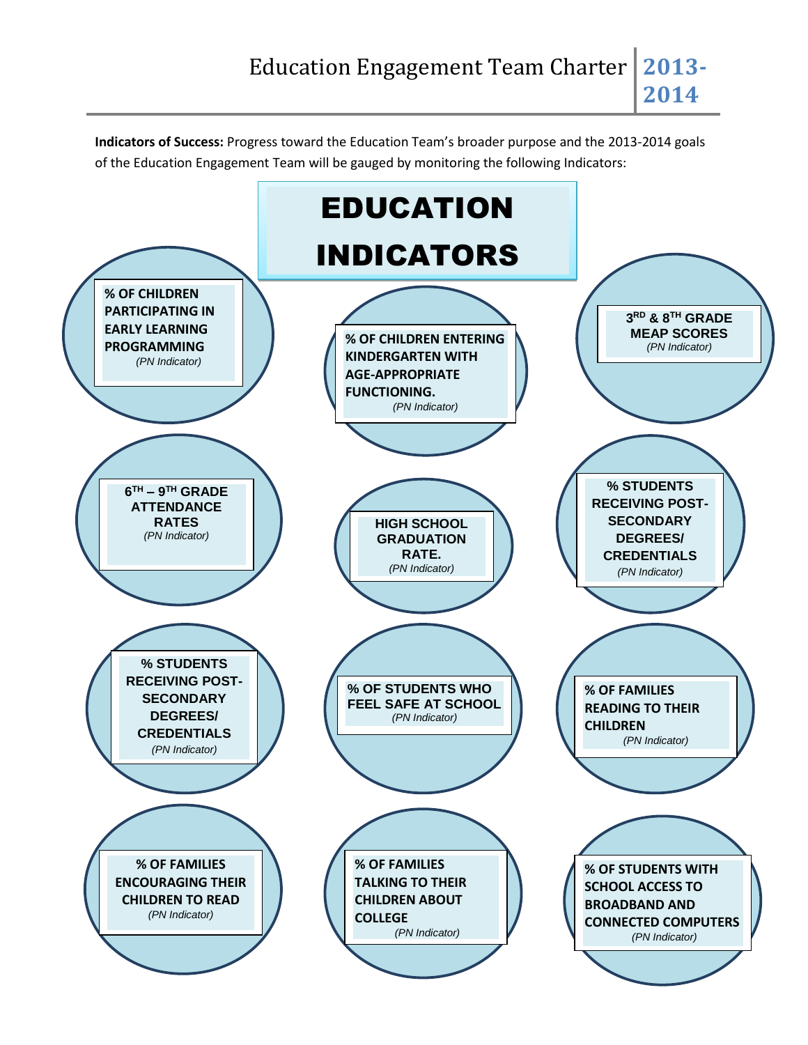**Indicators of Success:** Progress toward the Education Team's broader purpose and the 2013-2014 goals of the Education Engagement Team will be gauged by monitoring the following Indicators:

# EDUCATION INDICATORS

**% OF CHILDREN PARTICIPATING IN EARLY LEARNING PROGRAMMING**
*(PN Indicator)*

**% OF CHILDREN ENTERING KINDERGARTEN WITH AGE-APPROPRIATE FUNCTIONING.**
*(PN Indicator)*

**3RD & 8TH GRADE MEAP SCORES**
*(PN Indicator)*

**6TH – 9TH GRADE ATTENDANCE RATES**
*(PN Indicator)*

**HIGH SCHOOL GRADUATION RATE.**
*(PN Indicator)*

**% STUDENTS RECEIVING POST-SECONDARY DEGREES/ CREDENTIALS**
*(PN Indicator)*

**% STUDENTS RECEIVING POST-SECONDARY DEGREES/ CREDENTIALS**
*(PN Indicator)*

**% OF STUDENTS WHO FEEL SAFE AT SCHOOL**
*(PN Indicator)*

**% OF FAMILIES READING TO THEIR CHILDREN**
*(PN Indicator)*

**% OF FAMILIES ENCOURAGING THEIR CHILDREN TO READ**
*(PN Indicator)*

**% OF FAMILIES TALKING TO THEIR CHILDREN ABOUT COLLEGE**
*(PN Indicator)*

**% OF STUDENTS WITH SCHOOL ACCESS TO BROADBAND AND CONNECTED COMPUTERS**
*(PN Indicator)*